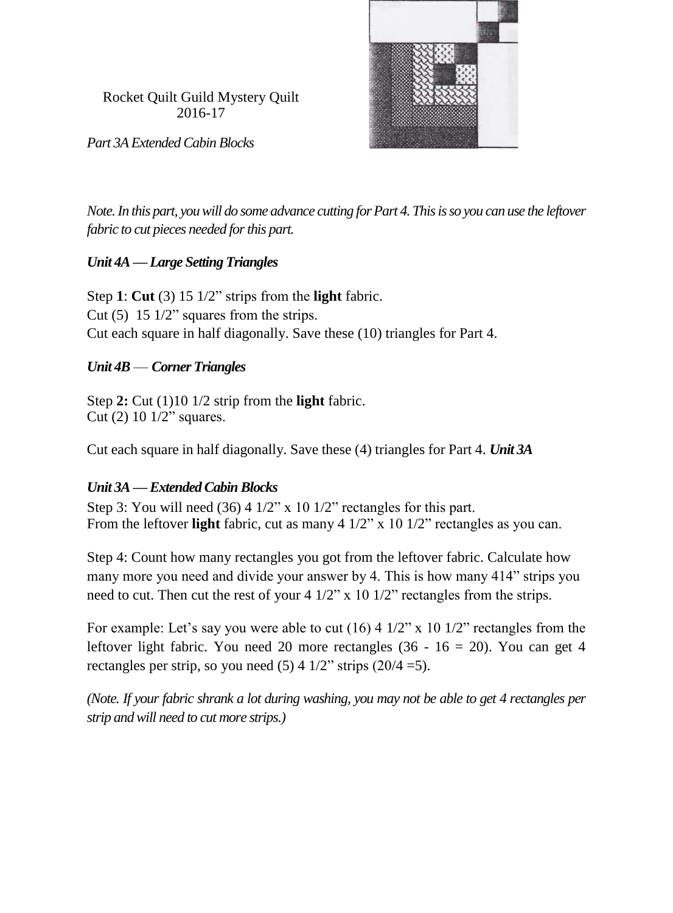Rocket Quilt Guild Mystery Quilt
2016-17

*Part 3A Extended Cabin Blocks*

*Note. In this part, you will do some advance cutting for Part 4. This is so you can use the leftover fabric to cut pieces needed for this part.*

### *Unit 4A — Large Setting Triangles*

Step **1**: **Cut** (3) 15 1/2" strips from the **light** fabric.
Cut (5) 15 1/2" squares from the strips.
Cut each square in half diagonally. Save these (10) triangles for Part 4.

### *Unit 4B — Corner Triangles*

Step **2:** Cut (1)10 1/2 strip from the **light** fabric.
Cut (2) 10 1/2" squares.

Cut each square in half diagonally. Save these (4) triangles for Part 4. ***Unit 3A***

### *Unit 3A — Extended Cabin Blocks*

Step 3: You will need (36) 4 1/2" x 10 1/2" rectangles for this part.
From the leftover **light** fabric, cut as many 4 1/2" x 10 1/2" rectangles as you can.

Step 4: Count how many rectangles you got from the leftover fabric. Calculate how many more you need and divide your answer by 4. This is how many 414" strips you need to cut. Then cut the rest of your 4 1/2" x 10 1/2" rectangles from the strips.

For example: Let's say you were able to cut (16) 4 1/2" x 10 1/2" rectangles from the leftover light fabric. You need 20 more rectangles (36 - 16 = 20). You can get 4 rectangles per strip, so you need (5) 4 1/2" strips (20/4 =5).

*(Note. If your fabric shrank a lot during washing, you may not be able to get 4 rectangles per strip and will need to cut more strips.)*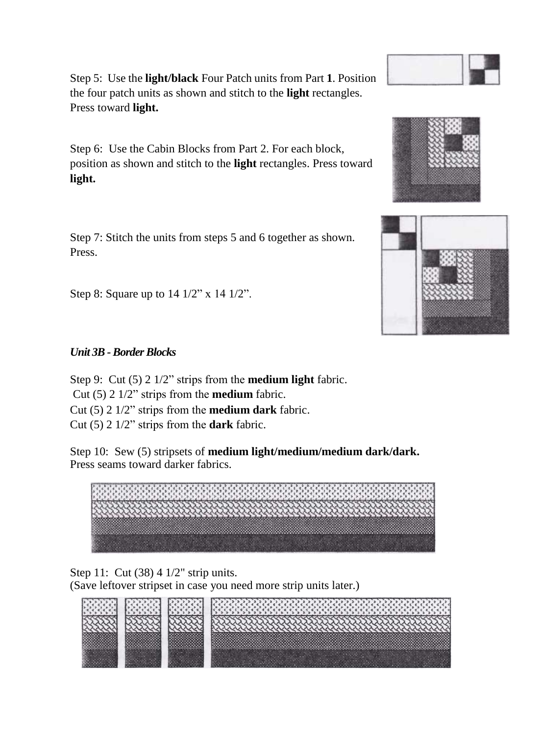Step 5: Use the **light/black** Four Patch units from Part **1**. Position the four patch units as shown and stitch to the **light** rectangles. Press toward **light.**

Step 6: Use the Cabin Blocks from Part 2. For each block, position as shown and stitch to the **light** rectangles. Press toward **light.**

Step 7: Stitch the units from steps 5 and 6 together as shown. Press.

Step 8: Square up to 14 1/2” x 14 1/2”.

### *Unit 3B - Border Blocks*

Step 9: Cut (5) 2 1/2” strips from the **medium light** fabric.
Cut (5) 2 1/2” strips from the **medium** fabric.
Cut (5) 2 1/2” strips from the **medium dark** fabric.
Cut (5) 2 1/2” strips from the **dark** fabric.

Step 10: Sew (5) stripsets of **medium light/medium/medium dark/dark.**
Press seams toward darker fabrics.

Step 11: Cut (38) 4 1/2" strip units.
(Save leftover stripset in case you need more strip units later.)